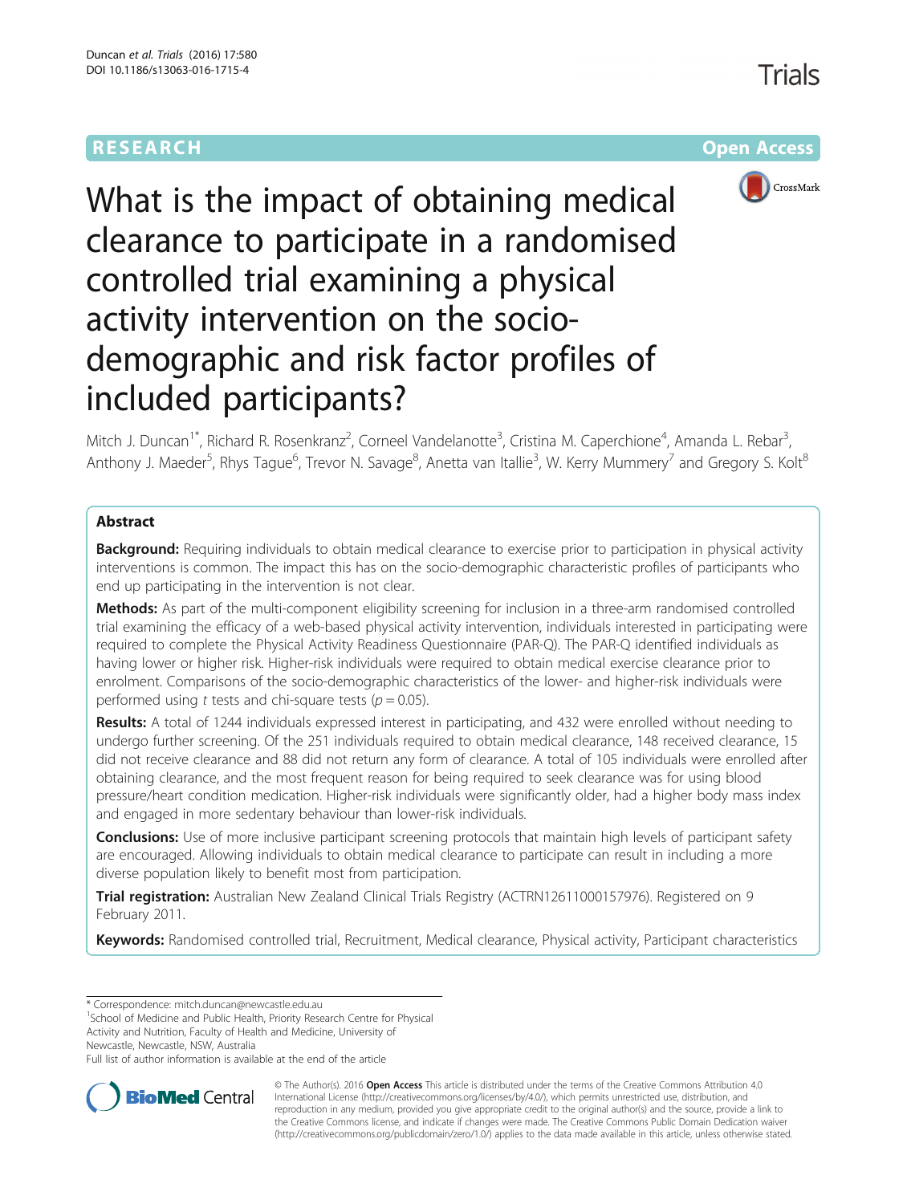RESEARCH Open Access

# What is the impact of obtaining medical clearance to participate in a randomised controlled trial examining a physical activity intervention on the socio-demographic and risk factor profiles of included participants?

Mitch J. Duncan[1*], Richard R. Rosenkranz[2], Corneel Vandelanotte[3], Cristina M. Caperchione[4], Amanda L. Rebar[3], Anthony J. Maeder[5], Rhys Tague[6], Trevor N. Savage[8], Anetta van Itallie[3], W. Kerry Mummery[7] and Gregory S. Kolt[8]

## Abstract

**Background:** Requiring individuals to obtain medical clearance to exercise prior to participation in physical activity interventions is common. The impact this has on the socio-demographic characteristic profiles of participants who end up participating in the intervention is not clear.

**Methods:** As part of the multi-component eligibility screening for inclusion in a three-arm randomised controlled trial examining the efficacy of a web-based physical activity intervention, individuals interested in participating were required to complete the Physical Activity Readiness Questionnaire (PAR-Q). The PAR-Q identified individuals as having lower or higher risk. Higher-risk individuals were required to obtain medical exercise clearance prior to enrolment. Comparisons of the socio-demographic characteristics of the lower- and higher-risk individuals were performed using *t* tests and chi-square tests ($p = 0.05$).

**Results:** A total of 1244 individuals expressed interest in participating, and 432 were enrolled without needing to undergo further screening. Of the 251 individuals required to obtain medical clearance, 148 received clearance, 15 did not receive clearance and 88 did not return any form of clearance. A total of 105 individuals were enrolled after obtaining clearance, and the most frequent reason for being required to seek clearance was for using blood pressure/heart condition medication. Higher-risk individuals were significantly older, had a higher body mass index and engaged in more sedentary behaviour than lower-risk individuals.

**Conclusions:** Use of more inclusive participant screening protocols that maintain high levels of participant safety are encouraged. Allowing individuals to obtain medical clearance to participate can result in including a more diverse population likely to benefit most from participation.

**Trial registration:** Australian New Zealand Clinical Trials Registry (ACTRN12611000157976). Registered on 9 February 2011.

**Keywords:** Randomised controlled trial, Recruitment, Medical clearance, Physical activity, Participant characteristics

\* Correspondence: mitch.duncan@newcastle.edu.au

[1]School of Medicine and Public Health, Priority Research Centre for Physical Activity and Nutrition, Faculty of Health and Medicine, University of Newcastle, Newcastle, NSW, Australia

Full list of author information is available at the end of the article

© The Author(s). 2016 **Open Access** This article is distributed under the terms of the Creative Commons Attribution 4.0 International License (http://creativecommons.org/licenses/by/4.0/), which permits unrestricted use, distribution, and reproduction in any medium, provided you give appropriate credit to the original author(s) and the source, provide a link to the Creative Commons license, and indicate if changes were made. The Creative Commons Public Domain Dedication waiver (http://creativecommons.org/publicdomain/zero/1.0/) applies to the data made available in this article, unless otherwise stated.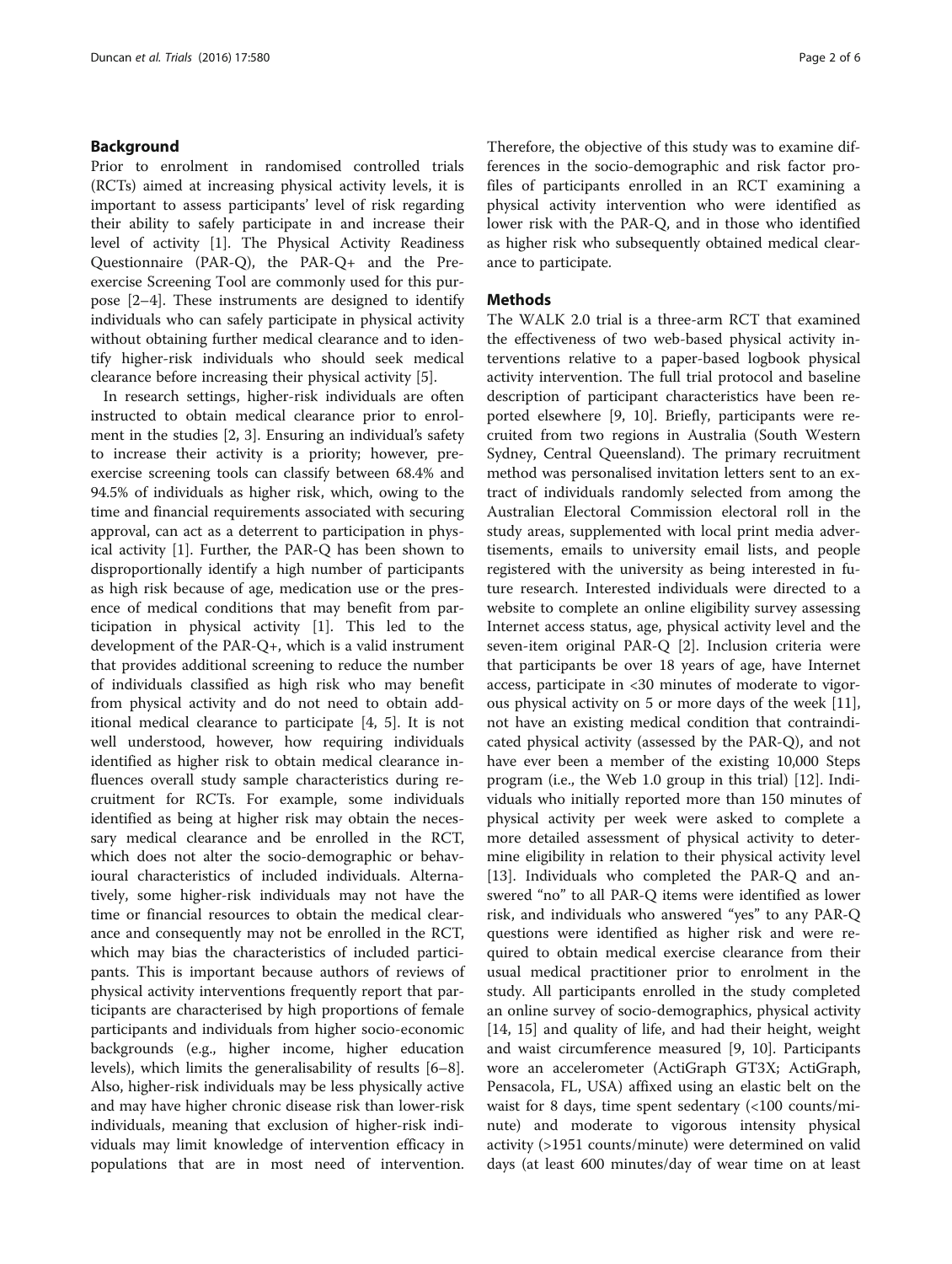## Background

Prior to enrolment in randomised controlled trials (RCTs) aimed at increasing physical activity levels, it is important to assess participants' level of risk regarding their ability to safely participate in and increase their level of activity [1]. The Physical Activity Readiness Questionnaire (PAR-Q), the PAR-Q+ and the Pre-exercise Screening Tool are commonly used for this purpose [2–4]. These instruments are designed to identify individuals who can safely participate in physical activity without obtaining further medical clearance and to identify higher-risk individuals who should seek medical clearance before increasing their physical activity [5].

In research settings, higher-risk individuals are often instructed to obtain medical clearance prior to enrolment in the studies [2, 3]. Ensuring an individual's safety to increase their activity is a priority; however, pre-exercise screening tools can classify between 68.4% and 94.5% of individuals as higher risk, which, owing to the time and financial requirements associated with securing approval, can act as a deterrent to participation in physical activity [1]. Further, the PAR-Q has been shown to disproportionally identify a high number of participants as high risk because of age, medication use or the presence of medical conditions that may benefit from participation in physical activity [1]. This led to the development of the PAR-Q+, which is a valid instrument that provides additional screening to reduce the number of individuals classified as high risk who may benefit from physical activity and do not need to obtain additional medical clearance to participate [4, 5]. It is not well understood, however, how requiring individuals identified as higher risk to obtain medical clearance influences overall study sample characteristics during recruitment for RCTs. For example, some individuals identified as being at higher risk may obtain the necessary medical clearance and be enrolled in the RCT, which does not alter the socio-demographic or behavioural characteristics of included individuals. Alternatively, some higher-risk individuals may not have the time or financial resources to obtain the medical clearance and consequently may not be enrolled in the RCT, which may bias the characteristics of included participants. This is important because authors of reviews of physical activity interventions frequently report that participants are characterised by high proportions of female participants and individuals from higher socio-economic backgrounds (e.g., higher income, higher education levels), which limits the generalisability of results [6–8]. Also, higher-risk individuals may be less physically active and may have higher chronic disease risk than lower-risk individuals, meaning that exclusion of higher-risk individuals may limit knowledge of intervention efficacy in populations that are in most need of intervention. Therefore, the objective of this study was to examine differences in the socio-demographic and risk factor profiles of participants enrolled in an RCT examining a physical activity intervention who were identified as lower risk with the PAR-Q, and in those who identified as higher risk who subsequently obtained medical clearance to participate.

## Methods

The WALK 2.0 trial is a three-arm RCT that examined the effectiveness of two web-based physical activity interventions relative to a paper-based logbook physical activity intervention. The full trial protocol and baseline description of participant characteristics have been reported elsewhere [9, 10]. Briefly, participants were recruited from two regions in Australia (South Western Sydney, Central Queensland). The primary recruitment method was personalised invitation letters sent to an extract of individuals randomly selected from among the Australian Electoral Commission electoral roll in the study areas, supplemented with local print media advertisements, emails to university email lists, and people registered with the university as being interested in future research. Interested individuals were directed to a website to complete an online eligibility survey assessing Internet access status, age, physical activity level and the seven-item original PAR-Q [2]. Inclusion criteria were that participants be over 18 years of age, have Internet access, participate in <30 minutes of moderate to vigorous physical activity on 5 or more days of the week [11], not have an existing medical condition that contraindicated physical activity (assessed by the PAR-Q), and not have ever been a member of the existing 10,000 Steps program (i.e., the Web 1.0 group in this trial) [12]. Individuals who initially reported more than 150 minutes of physical activity per week were asked to complete a more detailed assessment of physical activity to determine eligibility in relation to their physical activity level [13]. Individuals who completed the PAR-Q and answered "no" to all PAR-Q items were identified as lower risk, and individuals who answered "yes" to any PAR-Q questions were identified as higher risk and were required to obtain medical exercise clearance from their usual medical practitioner prior to enrolment in the study. All participants enrolled in the study completed an online survey of socio-demographics, physical activity [14, 15] and quality of life, and had their height, weight and waist circumference measured [9, 10]. Participants wore an accelerometer (ActiGraph GT3X; ActiGraph, Pensacola, FL, USA) affixed using an elastic belt on the waist for 8 days, time spent sedentary (<100 counts/minute) and moderate to vigorous intensity physical activity (>1951 counts/minute) were determined on valid days (at least 600 minutes/day of wear time on at least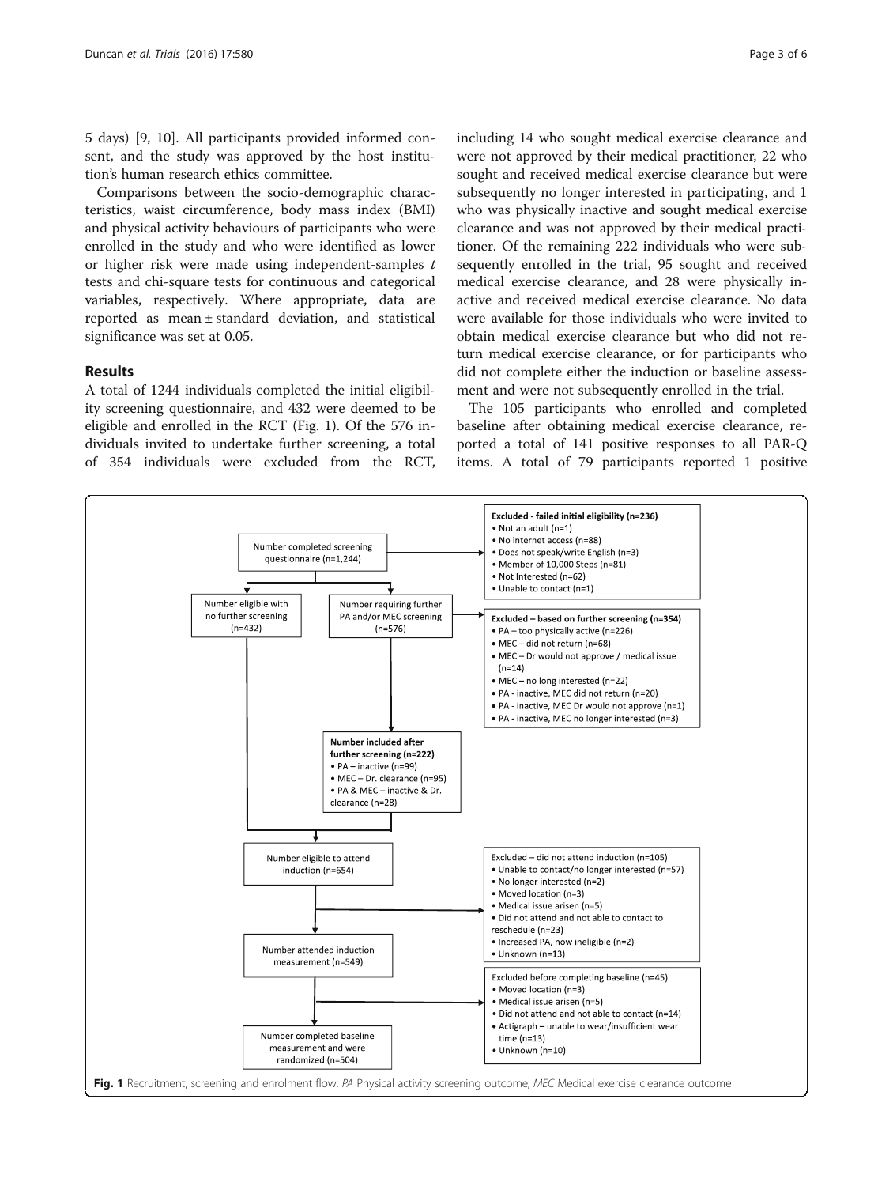5 days) [9, 10]. All participants provided informed consent, and the study was approved by the host institution's human research ethics committee.

Comparisons between the socio-demographic characteristics, waist circumference, body mass index (BMI) and physical activity behaviours of participants who were enrolled in the study and who were identified as lower or higher risk were made using independent-samples *t* tests and chi-square tests for continuous and categorical variables, respectively. Where appropriate, data are reported as mean ± standard deviation, and statistical significance was set at 0.05.

## Results

A total of 1244 individuals completed the initial eligibility screening questionnaire, and 432 were deemed to be eligible and enrolled in the RCT (Fig. 1). Of the 576 individuals invited to undertake further screening, a total of 354 individuals were excluded from the RCT, including 14 who sought medical exercise clearance and were not approved by their medical practitioner, 22 who sought and received medical exercise clearance but were subsequently no longer interested in participating, and 1 who was physically inactive and sought medical exercise clearance and was not approved by their medical practitioner. Of the remaining 222 individuals who were subsequently enrolled in the trial, 95 sought and received medical exercise clearance, and 28 were physically inactive and received medical exercise clearance. No data were available for those individuals who were invited to obtain medical exercise clearance but who did not return medical exercise clearance, or for participants who did not complete either the induction or baseline assessment and were not subsequently enrolled in the trial.

The 105 participants who enrolled and completed baseline after obtaining medical exercise clearance, reported a total of 141 positive responses to all PAR-Q items. A total of 79 participants reported 1 positive

Number completed screening questionnaire (n=1,244)

**Excluded - failed initial eligibility (n=236)**
- Not an adult (n=1)
- No internet access (n=88)
- Does not speak/write English (n=3)
- Member of 10,000 Steps (n=81)
- Not Interested (n=62)
- Unable to contact (n=1)

Number eligible with no further screening (n=432)

Number requiring further PA and/or MEC screening (n=576)

**Excluded – based on further screening (n=354)**
- PA – too physically active (n=226)
- MEC – did not return (n=68)
- MEC – Dr would not approve / medical issue (n=14)
- MEC – no long interested (n=22)
- PA - inactive, MEC did not return (n=20)
- PA - inactive, MEC Dr would not approve (n=1)
- PA - inactive, MEC no longer interested (n=3)

**Number included after further screening (n=222)**
- PA – inactive (n=99)
- MEC – Dr. clearance (n=95)
- PA & MEC – inactive & Dr. clearance (n=28)

Number eligible to attend induction (n=654)

Excluded – did not attend induction (n=105)
- Unable to contact/no longer interested (n=57)
- No longer interested (n=2)
- Moved location (n=3)
- Medical issue arisen (n=5)
- Did not attend and not able to contact to reschedule (n=23)
- Increased PA, now ineligible (n=2)
- Unknown (n=13)

Number attended induction measurement (n=549)

Excluded before completing baseline (n=45)
- Moved location (n=3)
- Medical issue arisen (n=5)
- Did not attend and not able to contact (n=14)
- Actigraph – unable to wear/insufficient wear time (n=13)
- Unknown (n=10)

Number completed baseline measurement and were randomized (n=504)

**Fig. 1** Recruitment, screening and enrolment flow. *PA* Physical activity screening outcome, *MEC* Medical exercise clearance outcome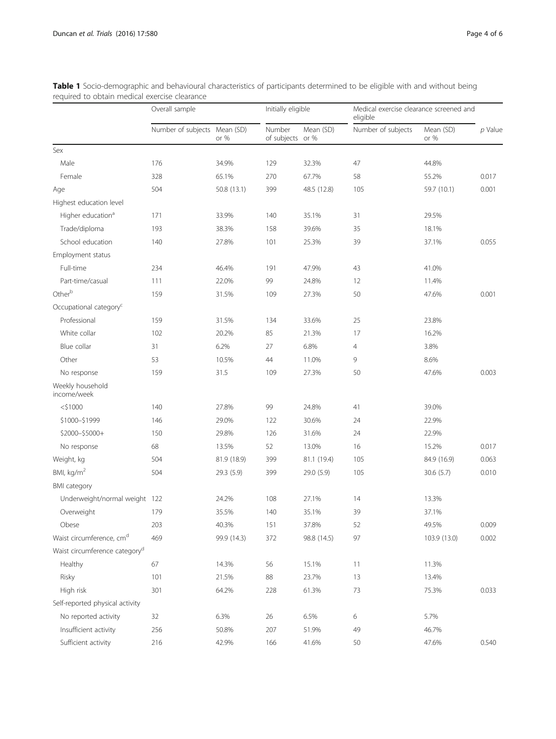**Table 1** Socio-demographic and behavioural characteristics of participants determined to be eligible with and without being required to obtain medical exercise clearance

| | Overall sample | | Initially eligible | | Medical exercise clearance screened and eligible | | |
|---|---|---|---|---|---|---|---|
| | Number of subjects | Mean (SD) or % | Number of subjects | Mean (SD) or % | Number of subjects | Mean (SD) or % | *p* Value |
| Sex | | | | | | | |
| Male | 176 | 34.9% | 129 | 32.3% | 47 | 44.8% | |
| Female | 328 | 65.1% | 270 | 67.7% | 58 | 55.2% | 0.017 |
| Age | 504 | 50.8 (13.1) | 399 | 48.5 (12.8) | 105 | 59.7 (10.1) | 0.001 |
| Highest education level | | | | | | | |
| Higher education[a] | 171 | 33.9% | 140 | 35.1% | 31 | 29.5% | |
| Trade/diploma | 193 | 38.3% | 158 | 39.6% | 35 | 18.1% | |
| School education | 140 | 27.8% | 101 | 25.3% | 39 | 37.1% | 0.055 |
| Employment status | | | | | | | |
| Full-time | 234 | 46.4% | 191 | 47.9% | 43 | 41.0% | |
| Part-time/casual | 111 | 22.0% | 99 | 24.8% | 12 | 11.4% | |
| Other[b] | 159 | 31.5% | 109 | 27.3% | 50 | 47.6% | 0.001 |
| Occupational category[c] | | | | | | | |
| Professional | 159 | 31.5% | 134 | 33.6% | 25 | 23.8% | |
| White collar | 102 | 20.2% | 85 | 21.3% | 17 | 16.2% | |
| Blue collar | 31 | 6.2% | 27 | 6.8% | 4 | 3.8% | |
| Other | 53 | 10.5% | 44 | 11.0% | 9 | 8.6% | |
| No response | 159 | 31.5 | 109 | 27.3% | 50 | 47.6% | 0.003 |
| Weekly household income/week | | | | | | | |
| <$1000 | 140 | 27.8% | 99 | 24.8% | 41 | 39.0% | |
| $1000–$1999 | 146 | 29.0% | 122 | 30.6% | 24 | 22.9% | |
| $2000–$5000+ | 150 | 29.8% | 126 | 31.6% | 24 | 22.9% | |
| No response | 68 | 13.5% | 52 | 13.0% | 16 | 15.2% | 0.017 |
| Weight, kg | 504 | 81.9 (18.9) | 399 | 81.1 (19.4) | 105 | 84.9 (16.9) | 0.063 |
| BMI, kg/m$^2$ | 504 | 29.3 (5.9) | 399 | 29.0 (5.9) | 105 | 30.6 (5.7) | 0.010 |
| BMI category | | | | | | | |
| Underweight/normal weight | 122 | 24.2% | 108 | 27.1% | 14 | 13.3% | |
| Overweight | 179 | 35.5% | 140 | 35.1% | 39 | 37.1% | |
| Obese | 203 | 40.3% | 151 | 37.8% | 52 | 49.5% | 0.009 |
| Waist circumference, cm[d] | 469 | 99.9 (14.3) | 372 | 98.8 (14.5) | 97 | 103.9 (13.0) | 0.002 |
| Waist circumference category[d] | | | | | | | |
| Healthy | 67 | 14.3% | 56 | 15.1% | 11 | 11.3% | |
| Risky | 101 | 21.5% | 88 | 23.7% | 13 | 13.4% | |
| High risk | 301 | 64.2% | 228 | 61.3% | 73 | 75.3% | 0.033 |
| Self-reported physical activity | | | | | | | |
| No reported activity | 32 | 6.3% | 26 | 6.5% | 6 | 5.7% | |
| Insufficient activity | 256 | 50.8% | 207 | 51.9% | 49 | 46.7% | |
| Sufficient activity | 216 | 42.9% | 166 | 41.6% | 50 | 47.6% | 0.540 |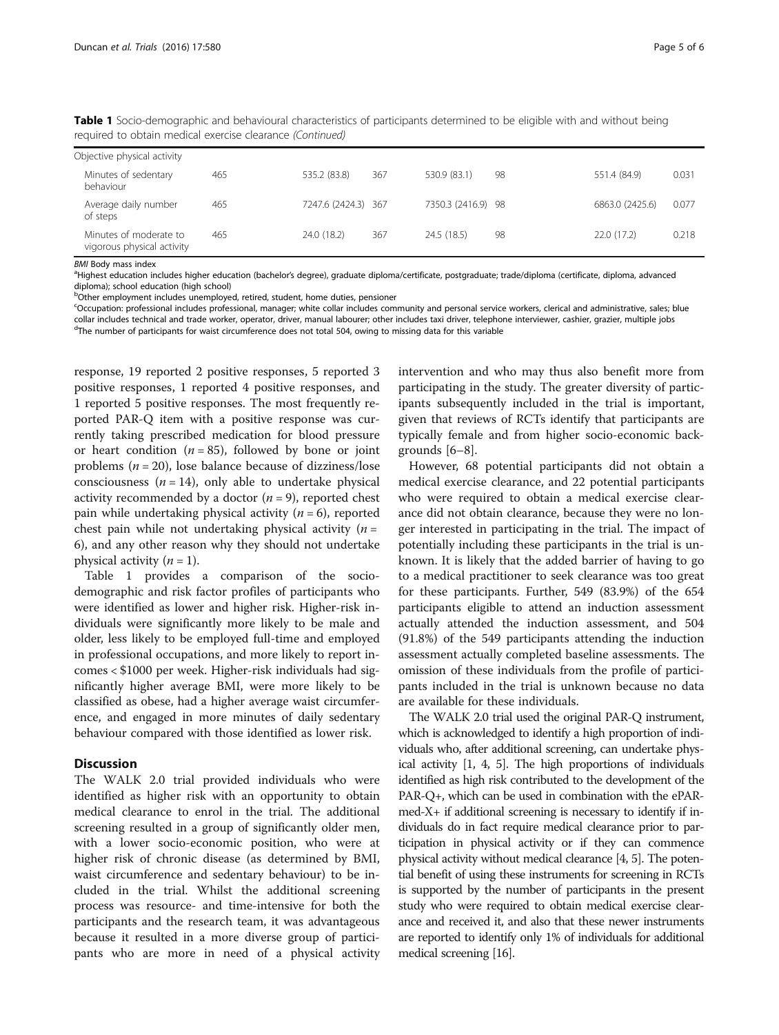**Table 1** Socio-demographic and behavioural characteristics of participants determined to be eligible with and without being required to obtain medical exercise clearance *(Continued)*

| | | | | | | | |
|---|---|---|---|---|---|---|---|
| Objective physical activity | | | | | | | |
| Minutes of sedentary behaviour | 465 | 535.2 (83.8) | 367 | 530.9 (83.1) | 98 | 551.4 (84.9) | 0.031 |
| Average daily number of steps | 465 | 7247.6 (2424.3) | 367 | 7350.3 (2416.9) | 98 | 6863.0 (2425.6) | 0.077 |
| Minutes of moderate to vigorous physical activity | 465 | 24.0 (18.2) | 367 | 24.5 (18.5) | 98 | 22.0 (17.2) | 0.218 |

*BMI* Body mass index
[a]Highest education includes higher education (bachelor's degree), graduate diploma/certificate, postgraduate; trade/diploma (certificate, diploma, advanced diploma); school education (high school)
[b]Other employment includes unemployed, retired, student, home duties, pensioner
[c]Occupation: professional includes professional, manager; white collar includes community and personal service workers, clerical and administrative, sales; blue collar includes technical and trade worker, operator, driver, manual labourer; other includes taxi driver, telephone interviewer, cashier, grazier, multiple jobs
[d]The number of participants for waist circumference does not total 504, owing to missing data for this variable

response, 19 reported 2 positive responses, 5 reported 3 positive responses, 1 reported 4 positive responses, and 1 reported 5 positive responses. The most frequently reported PAR-Q item with a positive response was currently taking prescribed medication for blood pressure or heart condition ($n = 85$), followed by bone or joint problems ($n = 20$), lose balance because of dizziness/lose consciousness ($n = 14$), only able to undertake physical activity recommended by a doctor ($n = 9$), reported chest pain while undertaking physical activity ($n = 6$), reported chest pain while not undertaking physical activity ($n = 6$), and any other reason why they should not undertake physical activity ($n = 1$).

Table 1 provides a comparison of the socio-demographic and risk factor profiles of participants who were identified as lower and higher risk. Higher-risk individuals were significantly more likely to be male and older, less likely to be employed full-time and employed in professional occupations, and more likely to report incomes < $1000 per week. Higher-risk individuals had significantly higher average BMI, were more likely to be classified as obese, had a higher average waist circumference, and engaged in more minutes of daily sedentary behaviour compared with those identified as lower risk.

## Discussion

The WALK 2.0 trial provided individuals who were identified as higher risk with an opportunity to obtain medical clearance to enrol in the trial. The additional screening resulted in a group of significantly older men, with a lower socio-economic position, who were at higher risk of chronic disease (as determined by BMI, waist circumference and sedentary behaviour) to be included in the trial. Whilst the additional screening process was resource- and time-intensive for both the participants and the research team, it was advantageous because it resulted in a more diverse group of participants who are more in need of a physical activity intervention and who may thus also benefit more from participating in the study. The greater diversity of participants subsequently included in the trial is important, given that reviews of RCTs identify that participants are typically female and from higher socio-economic backgrounds [6–8].

However, 68 potential participants did not obtain a medical exercise clearance, and 22 potential participants who were required to obtain a medical exercise clearance did not obtain clearance, because they were no longer interested in participating in the trial. The impact of potentially including these participants in the trial is unknown. It is likely that the added barrier of having to go to a medical practitioner to seek clearance was too great for these participants. Further, 549 (83.9%) of the 654 participants eligible to attend an induction assessment actually attended the induction assessment, and 504 (91.8%) of the 549 participants attending the induction assessment actually completed baseline assessments. The omission of these individuals from the profile of participants included in the trial is unknown because no data are available for these individuals.

The WALK 2.0 trial used the original PAR-Q instrument, which is acknowledged to identify a high proportion of individuals who, after additional screening, can undertake physical activity [1, 4, 5]. The high proportions of individuals identified as high risk contributed to the development of the PAR-Q+, which can be used in combination with the ePARmed-X+ if additional screening is necessary to identify if individuals do in fact require medical clearance prior to participation in physical activity or if they can commence physical activity without medical clearance [4, 5]. The potential benefit of using these instruments for screening in RCTs is supported by the number of participants in the present study who were required to obtain medical exercise clearance and received it, and also that these newer instruments are reported to identify only 1% of individuals for additional medical screening [16].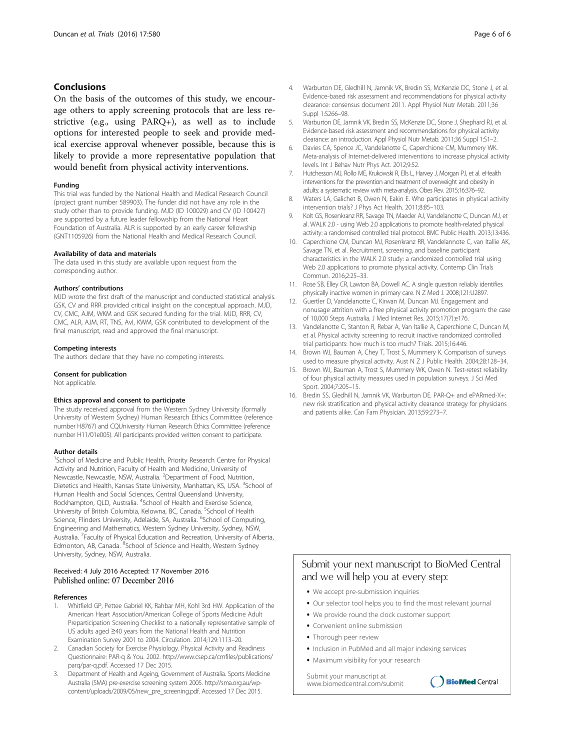## Conclusions

On the basis of the outcomes of this study, we encourage others to apply screening protocols that are less restrictive (e.g., using PARQ+), as well as to include options for interested people to seek and provide medical exercise approval whenever possible, because this is likely to provide a more representative population that would benefit from physical activity interventions.

#### Funding

This trial was funded by the National Health and Medical Research Council (project grant number 589903). The funder did not have any role in the study other than to provide funding. MJD (ID 100029) and CV (ID 100427) are supported by a future leader fellowship from the National Heart Foundation of Australia. ALR is supported by an early career fellowship (GNT1105926) from the National Health and Medical Research Council.

#### Availability of data and materials

The data used in this study are available upon request from the corresponding author.

#### Authors' contributions

MJD wrote the first draft of the manuscript and conducted statistical analysis. GSK, CV and RRR provided critical insight on the conceptual approach. MJD, CV, CMC, AJM, WKM and GSK secured funding for the trial. MJD, RRR, CV, CMC, ALR, AJM, RT, TNS, AvI, KWM, GSK contributed to development of the final manuscript, read and approved the final manuscript.

#### Competing interests

The authors declare that they have no competing interests.

#### Consent for publication

Not applicable.

#### Ethics approval and consent to participate

The study received approval from the Western Sydney University (formally University of Western Sydney) Human Research Ethics Committee (reference number H8767) and CQUniversity Human Research Ethics Committee (reference number H11/01e005). All participants provided written consent to participate.

#### Author details

[1]School of Medicine and Public Health, Priority Research Centre for Physical Activity and Nutrition, Faculty of Health and Medicine, University of Newcastle, Newcastle, NSW, Australia. [2]Department of Food, Nutrition, Dietetics and Health, Kansas State University, Manhattan, KS, USA. [3]School of Human Health and Social Sciences, Central Queensland University, Rockhampton, QLD, Australia. [4]School of Health and Exercise Science, University of British Columbia, Kelowna, BC, Canada. [5]School of Health Science, Flinders University, Adelaide, SA, Australia. [6]School of Computing, Engineering and Mathematics, Western Sydney University, Sydney, NSW, Australia. [7]Faculty of Physical Education and Recreation, University of Alberta, Edmonton, AB, Canada. [8]School of Science and Health, Western Sydney University, Sydney, NSW, Australia.

Received: 4 July 2016 Accepted: 17 November 2016
Published online: 07 December 2016

#### References

1. Whitfield GP, Pettee Gabriel KK, Rahbar MH, Kohl 3rd HW. Application of the American Heart Association/American College of Sports Medicine Adult Preparticipation Screening Checklist to a nationally representative sample of US adults aged ≥40 years from the National Health and Nutrition Examination Survey 2001 to 2004. Circulation. 2014;129:1113–20.
2. Canadian Society for Exercise Physiology. Physical Activity and Readiness Questionnaire: PAR-q & You. 2002. http://www.csep.ca/cmfiles/publications/parq/par-q.pdf. Accessed 17 Dec 2015.
3. Department of Health and Ageing, Government of Australia. Sports Medicine Australia (SMA) pre-exercise screening system 2005. http://sma.org.au/wp-content/uploads/2009/05/new_pre_screening.pdf. Accessed 17 Dec 2015.
4. Warburton DE, Gledhill N, Jamnik VK, Bredin SS, McKenzie DC, Stone J, et al. Evidence-based risk assessment and recommendations for physical activity clearance: consensus document 2011. Appl Physiol Nutr Metab. 2011;36 Suppl 1:S266–98.
5. Warburton DE, Jamnik VK, Bredin SS, McKenzie DC, Stone J, Shephard RJ, et al. Evidence-based risk assessment and recommendations for physical activity clearance: an introduction. Appl Physiol Nutr Metab. 2011;36 Suppl 1:S1–2.
6. Davies CA, Spence JC, Vandelanotte C, Caperchione CM, Mummery WK. Meta-analysis of Internet-delivered interventions to increase physical activity levels. Int J Behav Nutr Phys Act. 2012;9:52.
7. Hutchesson MJ, Rollo ME, Krukowski R, Ells L, Harvey J, Morgan PJ, et al. eHealth interventions for the prevention and treatment of overweight and obesity in adults: a systematic review with meta-analysis. Obes Rev. 2015;16:376–92.
8. Waters LA, Galichet B, Owen N, Eakin E. Who participates in physical activity intervention trials? J Phys Act Health. 2011;8:85–103.
9. Kolt GS, Rosenkranz RR, Savage TN, Maeder AJ, Vandelanotte C, Duncan MJ, et al. WALK 2.0 - using Web 2.0 applications to promote health-related physical activity: a randomised controlled trial protocol. BMC Public Health. 2013;13:436.
10. Caperchione CM, Duncan MJ, Rosenkranz RR, Vandelanotte C, van Itallie AK, Savage TN, et al. Recruitment, screening, and baseline participant characteristics in the WALK 2.0 study: a randomized controlled trial using Web 2.0 applications to promote physical activity. Contemp Clin Trials Commun. 2016;2:25–33.
11. Rose SB, Elley CR, Lawton BA, Dowell AC. A single question reliably identifies physically inactive women in primary care. N Z Med J. 2008;121:U2897.
12. Guertler D, Vandelanotte C, Kirwan M, Duncan MJ. Engagement and nonusage attrition with a free physical activity promotion program: the case of 10,000 Steps Australia. J Med Internet Res. 2015;17(7):e176.
13. Vandelanotte C, Stanton R, Rebar A, Van Itallie A, Caperchione C, Duncan M, et al. Physical activity screening to recruit inactive randomized controlled trial participants: how much is too much? Trials. 2015;16:446.
14. Brown WJ, Bauman A, Chey T, Trost S, Mummery K. Comparison of surveys used to measure physical activity. Aust N Z J Public Health. 2004;28:128–34.
15. Brown WJ, Bauman A, Trost S, Mummery WK, Owen N. Test-retest reliability of four physical activity measures used in population surveys. J Sci Med Sport. 2004;7:205–15.
16. Bredin SS, Gledhill N, Jamnik VK, Warburton DE. PAR-Q+ and ePARmed-X+: new risk stratification and physical activity clearance strategy for physicians and patients alike. Can Fam Physician. 2013;59:273–7.